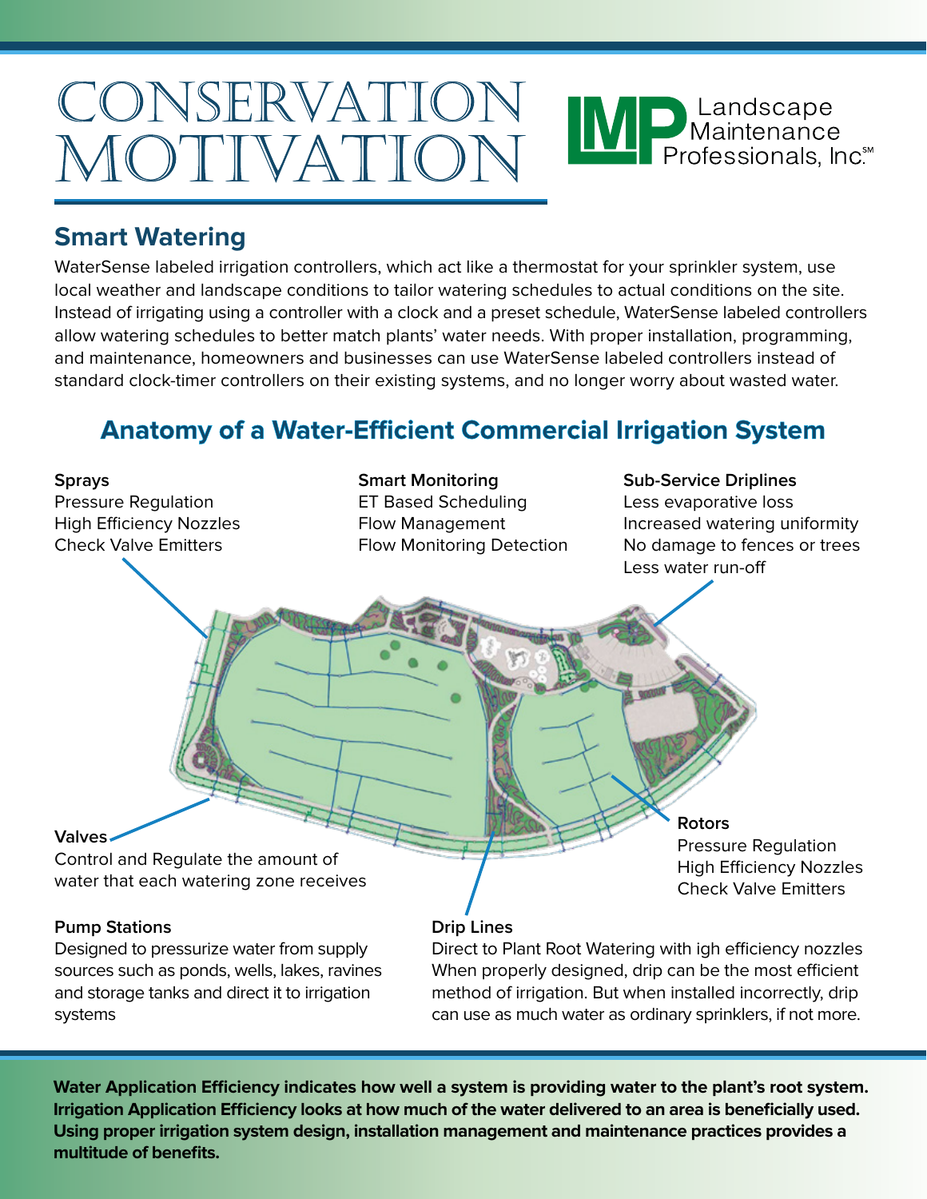# CONSERVATION MOTIVATION

Landscape Maintenance Professionals, Inc.℠

## Smart Watering

WaterSense labeled irrigation controllers, which act like a thermostat for your sprinkler system, use local weather and landscape conditions to tailor watering schedules to actual conditions on the site. Instead of irrigating using a controller with a clock and a preset schedule, WaterSense labeled controllers allow watering schedules to better match plants' water needs. With proper installation, programming, and maintenance, homeowners and businesses can use WaterSense labeled controllers instead of standard clock-timer controllers on their existing systems, and no longer worry about wasted water.

### Anatomy of a Water-Efficient Commercial Irrigation System

**Sprays**
Pressure Regulation
High Efficiency Nozzles
Check Valve Emitters

**Smart Monitoring**
ET Based Scheduling
Flow Management
Flow Monitoring Detection

**Sub-Service Driplines**
Less evaporative loss
Increased watering uniformity
No damage to fences or trees
Less water run-off

**Valves**
Control and Regulate the amount of water that each watering zone receives

**Rotors**
Pressure Regulation
High Efficiency Nozzles
Check Valve Emitters

**Pump Stations**
Designed to pressurize water from supply sources such as ponds, wells, lakes, ravines and storage tanks and direct it to irrigation systems

**Drip Lines**
Direct to Plant Root Watering with igh efficiency nozzles
When properly designed, drip can be the most efficient method of irrigation. But when installed incorrectly, drip can use as much water as ordinary sprinklers, if not more.

**Water Application Efficiency indicates how well a system is providing water to the plant's root system. Irrigation Application Efficiency looks at how much of the water delivered to an area is beneficially used. Using proper irrigation system design, installation management and maintenance practices provides a multitude of benefits.**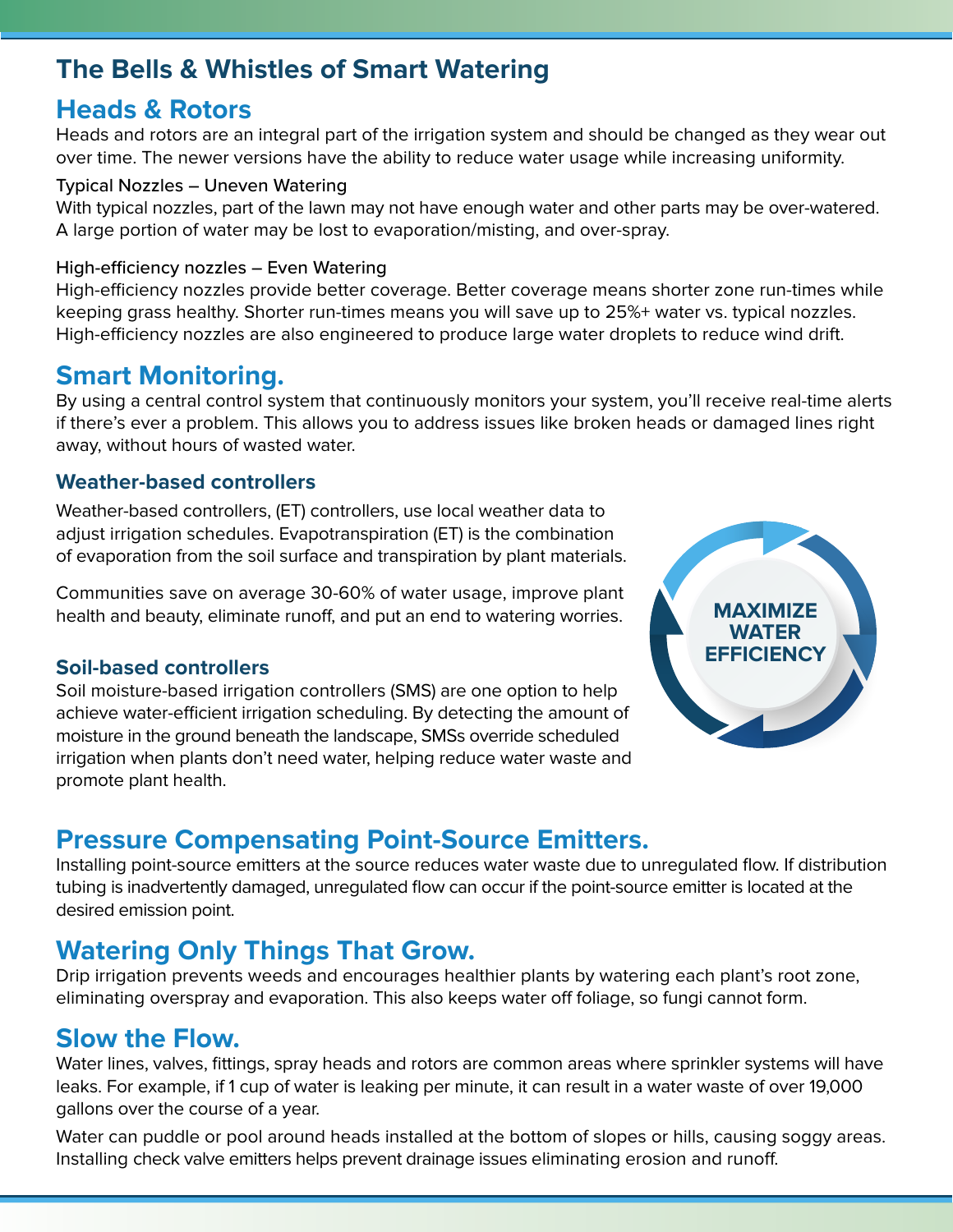# The Bells & Whistles of Smart Watering

## Heads & Rotors

Heads and rotors are an integral part of the irrigation system and should be changed as they wear out over time. The newer versions have the ability to reduce water usage while increasing uniformity.

Typical Nozzles – Uneven Watering

With typical nozzles, part of the lawn may not have enough water and other parts may be over-watered. A large portion of water may be lost to evaporation/misting, and over-spray.

High-efficiency nozzles – Even Watering

High-efficiency nozzles provide better coverage. Better coverage means shorter zone run-times while keeping grass healthy. Shorter run-times means you will save up to 25%+ water vs. typical nozzles. High-efficiency nozzles are also engineered to produce large water droplets to reduce wind drift.

## Smart Monitoring.

By using a central control system that continuously monitors your system, you'll receive real-time alerts if there's ever a problem. This allows you to address issues like broken heads or damaged lines right away, without hours of wasted water.

### Weather-based controllers

Weather-based controllers, (ET) controllers, use local weather data to adjust irrigation schedules. Evapotranspiration (ET) is the combination of evaporation from the soil surface and transpiration by plant materials.

Communities save on average 30-60% of water usage, improve plant health and beauty, eliminate runoff, and put an end to watering worries.

### Soil-based controllers

Soil moisture-based irrigation controllers (SMS) are one option to help achieve water-efficient irrigation scheduling. By detecting the amount of moisture in the ground beneath the landscape, SMSs override scheduled irrigation when plants don't need water, helping reduce water waste and promote plant health.

**MAXIMIZE WATER EFFICIENCY**

## Pressure Compensating Point-Source Emitters.

Installing point-source emitters at the source reduces water waste due to unregulated flow. If distribution tubing is inadvertently damaged, unregulated flow can occur if the point-source emitter is located at the desired emission point.

## Watering Only Things That Grow.

Drip irrigation prevents weeds and encourages healthier plants by watering each plant's root zone, eliminating overspray and evaporation. This also keeps water off foliage, so fungi cannot form.

## Slow the Flow.

Water lines, valves, fittings, spray heads and rotors are common areas where sprinkler systems will have leaks. For example, if 1 cup of water is leaking per minute, it can result in a water waste of over 19,000 gallons over the course of a year.

Water can puddle or pool around heads installed at the bottom of slopes or hills, causing soggy areas. Installing check valve emitters helps prevent drainage issues eliminating erosion and runoff.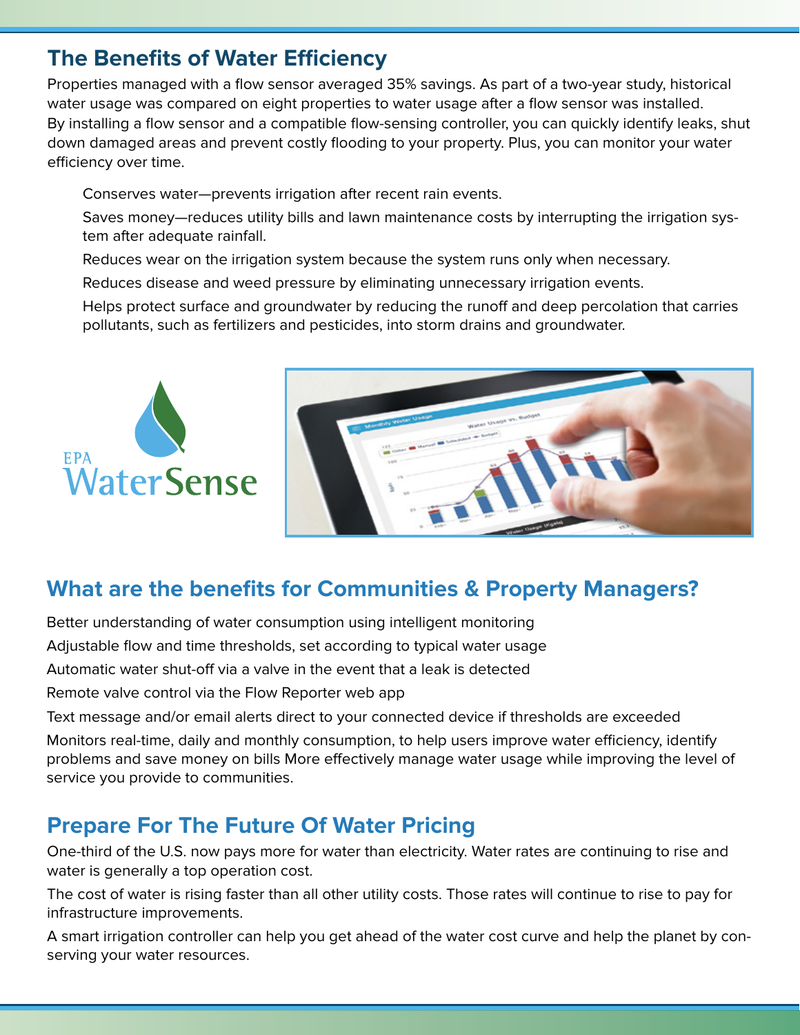## The Benefits of Water Efficiency

Properties managed with a flow sensor averaged 35% savings. As part of a two-year study, historical water usage was compared on eight properties to water usage after a flow sensor was installed. By installing a flow sensor and a compatible flow-sensing controller, you can quickly identify leaks, shut down damaged areas and prevent costly flooding to your property. Plus, you can monitor your water efficiency over time.

- Conserves water—prevents irrigation after recent rain events.
- Saves money—reduces utility bills and lawn maintenance costs by interrupting the irrigation system after adequate rainfall.
- Reduces wear on the irrigation system because the system runs only when necessary.
- Reduces disease and weed pressure by eliminating unnecessary irrigation events.
- Helps protect surface and groundwater by reducing the runoff and deep percolation that carries pollutants, such as fertilizers and pesticides, into storm drains and groundwater.

## What are the benefits for Communities & Property Managers?

- Better understanding of water consumption using intelligent monitoring
- Adjustable flow and time thresholds, set according to typical water usage
- Automatic water shut-off via a valve in the event that a leak is detected
- Remote valve control via the Flow Reporter web app
- Text message and/or email alerts direct to your connected device if thresholds are exceeded
- Monitors real-time, daily and monthly consumption, to help users improve water efficiency, identify problems and save money on bills More effectively manage water usage while improving the level of service you provide to communities.

## Prepare For The Future Of Water Pricing

One-third of the U.S. now pays more for water than electricity. Water rates are continuing to rise and water is generally a top operation cost.

The cost of water is rising faster than all other utility costs. Those rates will continue to rise to pay for infrastructure improvements.

A smart irrigation controller can help you get ahead of the water cost curve and help the planet by conserving your water resources.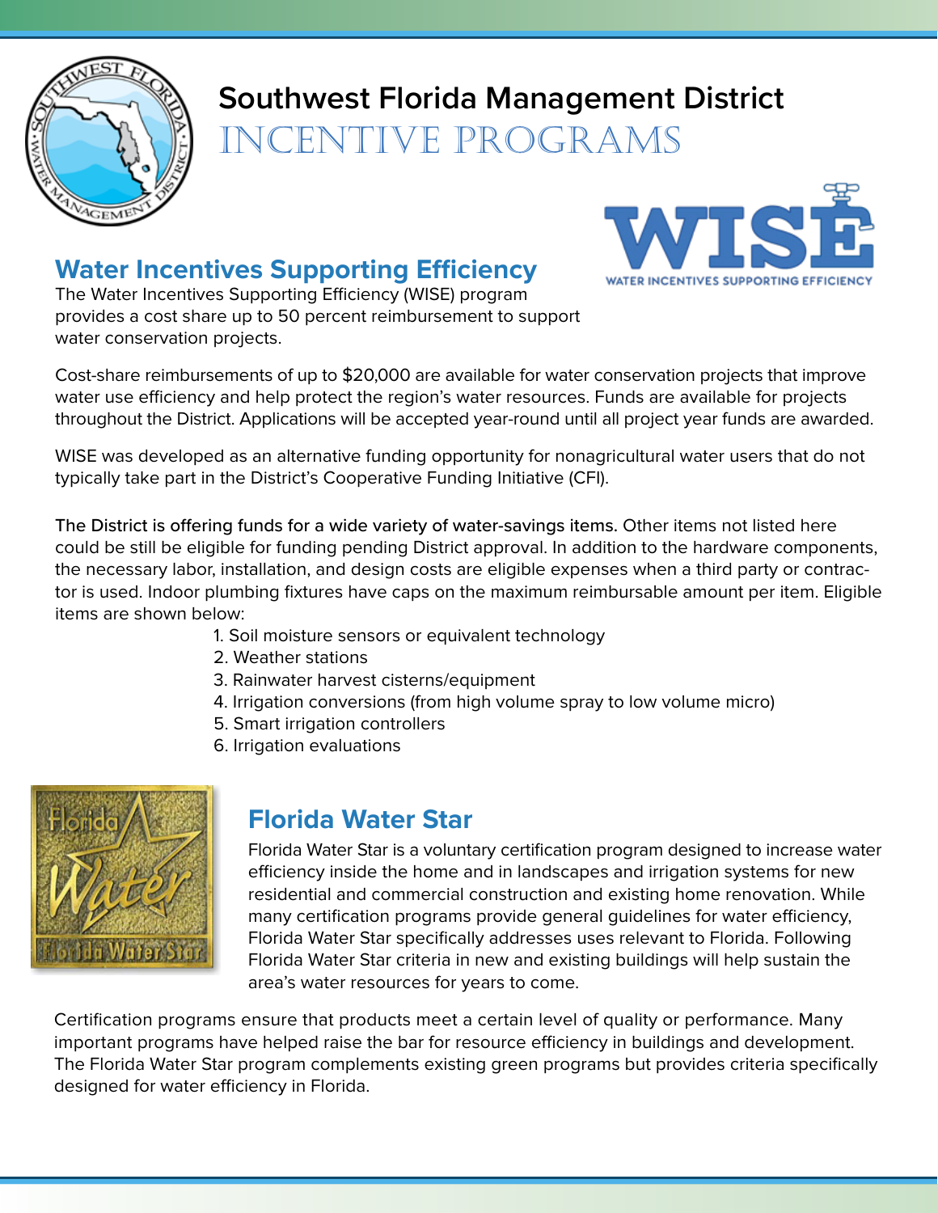# Southwest Florida Management District

# INCENTIVE PROGRAMS

## Water Incentives Supporting Efficiency

The Water Incentives Supporting Efficiency (WISE) program provides a cost share up to 50 percent reimbursement to support water conservation projects.

Cost-share reimbursements of up to $20,000 are available for water conservation projects that improve water use efficiency and help protect the region's water resources. Funds are available for projects throughout the District. Applications will be accepted year-round until all project year funds are awarded.

WISE was developed as an alternative funding opportunity for nonagricultural water users that do not typically take part in the District's Cooperative Funding Initiative (CFI).

The District is offering funds for a wide variety of water-savings items. Other items not listed here could be still be eligible for funding pending District approval. In addition to the hardware components, the necessary labor, installation, and design costs are eligible expenses when a third party or contractor is used. Indoor plumbing fixtures have caps on the maximum reimbursable amount per item. Eligible items are shown below:

1. Soil moisture sensors or equivalent technology
2. Weather stations
3. Rainwater harvest cisterns/equipment
4. Irrigation conversions (from high volume spray to low volume micro)
5. Smart irrigation controllers
6. Irrigation evaluations

## Florida Water Star

Florida Water Star is a voluntary certification program designed to increase water efficiency inside the home and in landscapes and irrigation systems for new residential and commercial construction and existing home renovation. While many certification programs provide general guidelines for water efficiency, Florida Water Star specifically addresses uses relevant to Florida. Following Florida Water Star criteria in new and existing buildings will help sustain the area's water resources for years to come.

Certification programs ensure that products meet a certain level of quality or performance. Many important programs have helped raise the bar for resource efficiency in buildings and development. The Florida Water Star program complements existing green programs but provides criteria specifically designed for water efficiency in Florida.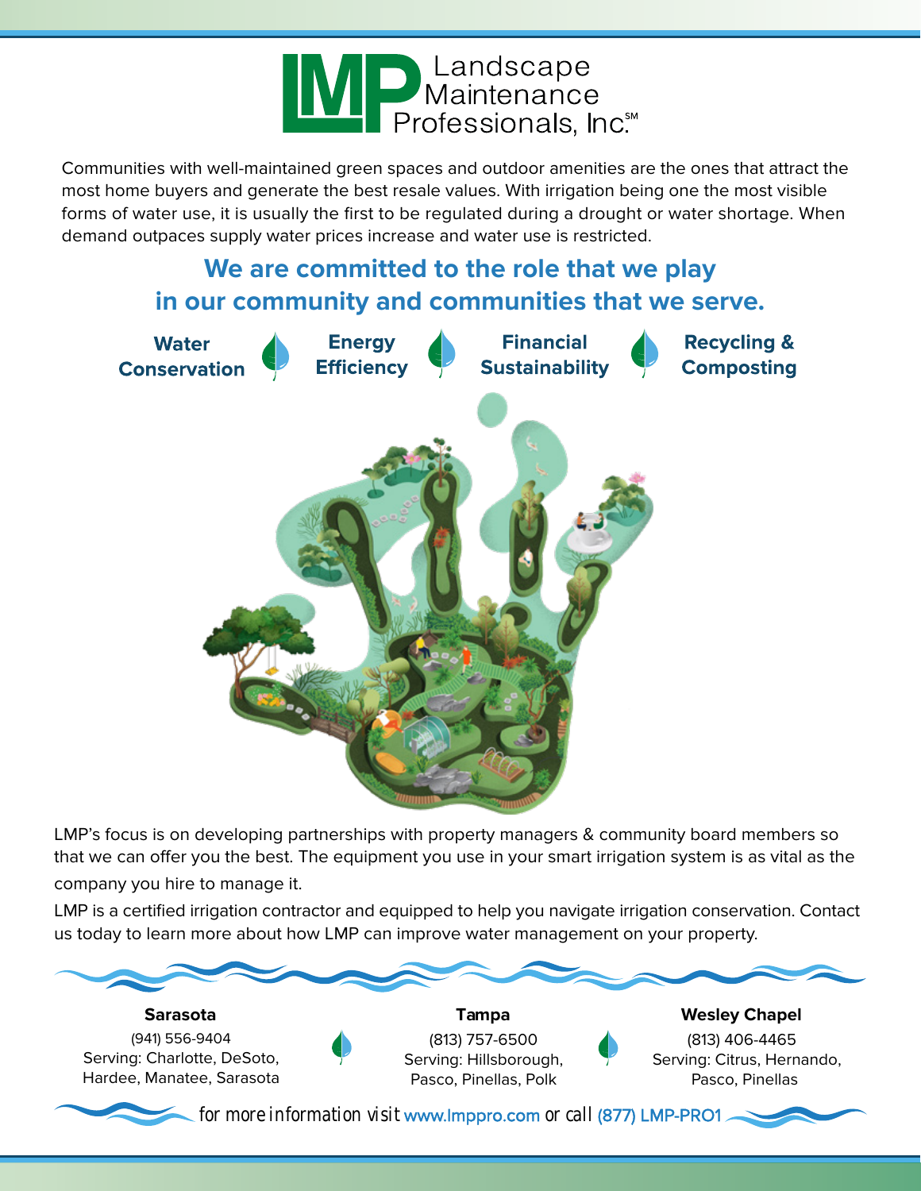# Landscape Maintenance Professionals, Inc.℠

Communities with well-maintained green spaces and outdoor amenities are the ones that attract the most home buyers and generate the best resale values. With irrigation being one the most visible forms of water use, it is usually the first to be regulated during a drought or water shortage. When demand outpaces supply water prices increase and water use is restricted.

## We are committed to the role that we play in our community and communities that we serve.

**Water Conservation** | **Energy Efficiency** | **Financial Sustainability** | **Recycling & Composting**

LMP's focus is on developing partnerships with property managers & community board members so that we can offer you the best. The equipment you use in your smart irrigation system is as vital as the company you hire to manage it.

LMP is a certified irrigation contractor and equipped to help you navigate irrigation conservation. Contact us today to learn more about how LMP can improve water management on your property.

**Sarasota**
(941) 556-9404
Serving: Charlotte, DeSoto, Hardee, Manatee, Sarasota

**Tampa**
(813) 757-6500
Serving: Hillsborough, Pasco, Pinellas, Polk

**Wesley Chapel**
(813) 406-4465
Serving: Citrus, Hernando, Pasco, Pinellas

*for more information visit* www.lmppro.com *or call* (877) LMP-PRO1